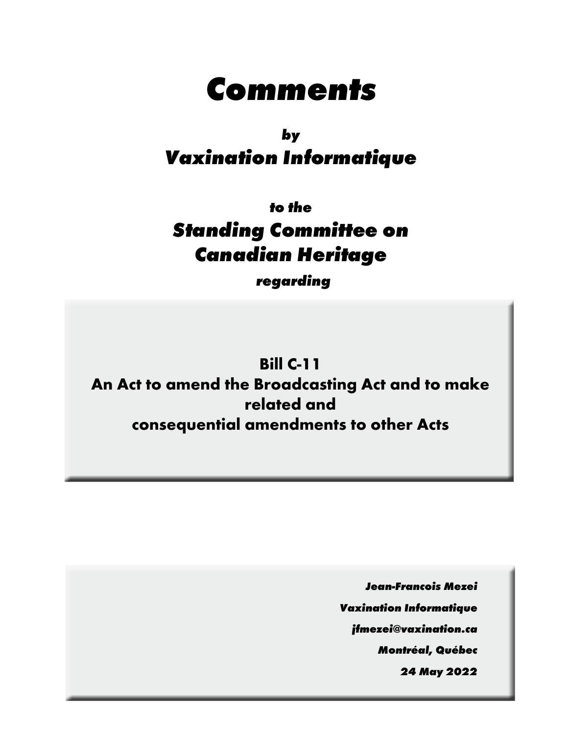# *Comments*

***by***

## *Vaxination Informatique*

***to the***

## *Standing Committee on Canadian Heritage*

***regarding***

**Bill C-11**
**An Act to amend the Broadcasting Act and to make related and consequential amendments to other Acts**

***Jean-Francois Mezei***

***Vaxination Informatique***

***jfmezei@vaxination.ca***

***Montréal, Québec***

***24 May 2022***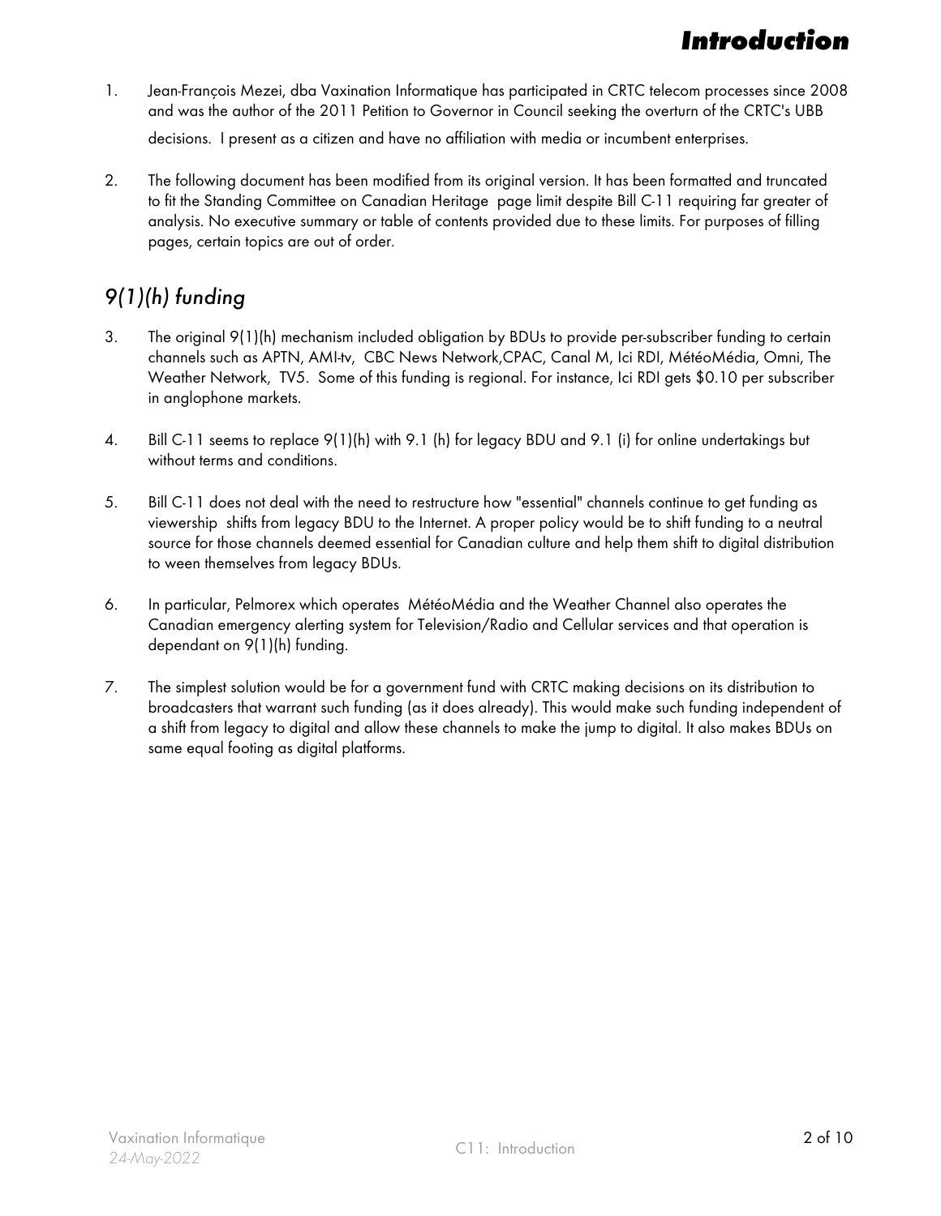# Introduction

1. Jean-François Mezei, dba Vaxination Informatique has participated in CRTC telecom processes since 2008 and was the author of the 2011 Petition to Governor in Council seeking the overturn of the CRTC's UBB decisions. I present as a citizen and have no affiliation with media or incumbent enterprises.

2. The following document has been modified from its original version. It has been formatted and truncated to fit the Standing Committee on Canadian Heritage page limit despite Bill C-11 requiring far greater of analysis. No executive summary or table of contents provided due to these limits. For purposes of filling pages, certain topics are out of order.

## 9(1)(h) funding

3. The original 9(1)(h) mechanism included obligation by BDUs to provide per-subscriber funding to certain channels such as APTN, AMI-tv, CBC News Network,CPAC, Canal M, Ici RDI, MétéoMédia, Omni, The Weather Network, TV5. Some of this funding is regional. For instance, Ici RDI gets $0.10 per subscriber in anglophone markets.

4. Bill C-11 seems to replace 9(1)(h) with 9.1 (h) for legacy BDU and 9.1 (i) for online undertakings but without terms and conditions.

5. Bill C-11 does not deal with the need to restructure how "essential" channels continue to get funding as viewership shifts from legacy BDU to the Internet. A proper policy would be to shift funding to a neutral source for those channels deemed essential for Canadian culture and help them shift to digital distribution to ween themselves from legacy BDUs.

6. In particular, Pelmorex which operates MétéoMédia and the Weather Channel also operates the Canadian emergency alerting system for Television/Radio and Cellular services and that operation is dependant on 9(1)(h) funding.

7. The simplest solution would be for a government fund with CRTC making decisions on its distribution to broadcasters that warrant such funding (as it does already). This would make such funding independent of a shift from legacy to digital and allow these channels to make the jump to digital. It also makes BDUs on same equal footing as digital platforms.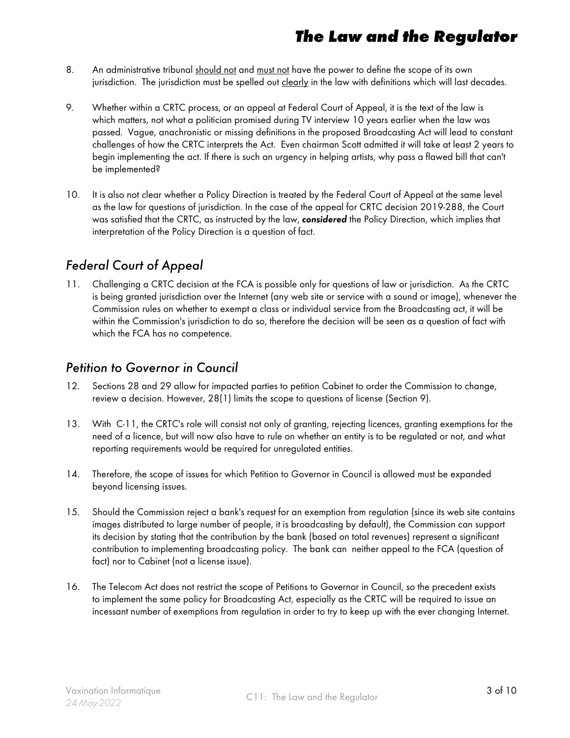8. An administrative tribunal <u>should not</u> and <u>must not</u> have the power to define the scope of its own jurisdiction. The jurisdiction must be spelled out <u>clearly</u> in the law with definitions which will last decades.

9. Whether within a CRTC process, or an appeal at Federal Court of Appeal, it is the text of the law is which matters, not what a politician promised during TV interview 10 years earlier when the law was passed. Vague, anachronistic or missing definitions in the proposed Broadcasting Act will lead to constant challenges of how the CRTC interprets the Act. Even chairman Scott admitted it will take at least 2 years to begin implementing the act. If there is such an urgency in helping artists, why pass a flawed bill that can't be implemented?

10. It is also not clear whether a Policy Direction is treated by the Federal Court of Appeal at the same level as the law for questions of jurisdiction. In the case of the appeal for CRTC decision 2019-288, the Court was satisfied that the CRTC, as instructed by the law, ***considered*** the Policy Direction, which implies that interpretation of the Policy Direction is a question of fact.

## *Federal Court of Appeal*

11. Challenging a CRTC decision at the FCA is possible only for questions of law or jurisdiction. As the CRTC is being granted jurisdiction over the Internet (any web site or service with a sound or image), whenever the Commission rules on whether to exempt a class or individual service from the Broadcasting act, it will be within the Commission's jurisdiction to do so, therefore the decision will be seen as a question of fact with which the FCA has no competence.

## *Petition to Governor in Council*

12. Sections 28 and 29 allow for impacted parties to petition Cabinet to order the Commission to change, review a decision. However, 28(1) limits the scope to questions of license (Section 9).

13. With C-11, the CRTC's role will consist not only of granting, rejecting licences, granting exemptions for the need of a licence, but will now also have to rule on whether an entity is to be regulated or not, and what reporting requirements would be required for unregulated entities.

14. Therefore, the scope of issues for which Petition to Governor in Council is allowed must be expanded beyond licensing issues.

15. Should the Commission reject a bank's request for an exemption from regulation (since its web site contains images distributed to large number of people, it is broadcasting by default), the Commission can support its decision by stating that the contribution by the bank (based on total revenues) represent a significant contribution to implementing broadcasting policy. The bank can neither appeal to the FCA (question of fact) nor to Cabinet (not a license issue).

16. The Telecom Act does not restrict the scope of Petitions to Governor in Council, so the precedent exists to implement the same policy for Broadcasting Act, especially as the CRTC will be required to issue an incessant number of exemptions from regulation in order to try to keep up with the ever changing Internet.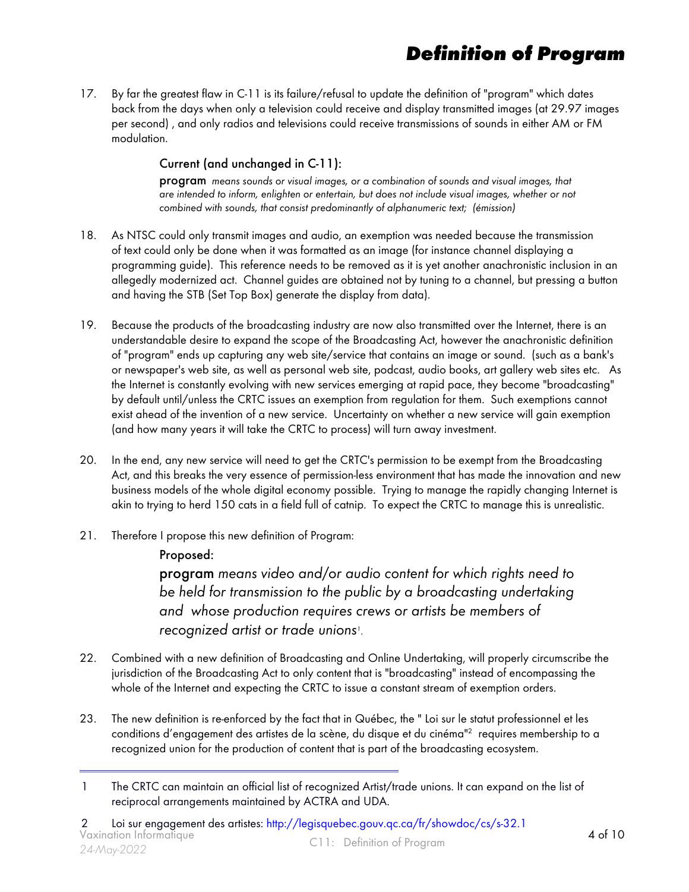# Definition of Program

17. By far the greatest flaw in C-11 is its failure/refusal to update the definition of "program" which dates back from the days when only a television could receive and display transmitted images (at 29.97 images per second) , and only radios and televisions could receive transmissions of sounds in either AM or FM modulation.

   **Current (and unchanged in C-11):**

   **program** *means sounds or visual images, or a combination of sounds and visual images, that are intended to inform, enlighten or entertain, but does not include visual images, whether or not combined with sounds, that consist predominantly of alphanumeric text; (émission)*

18. As NTSC could only transmit images and audio, an exemption was needed because the transmission of text could only be done when it was formatted as an image (for instance channel displaying a programming guide). This reference needs to be removed as it is yet another anachronistic inclusion in an allegedly modernized act. Channel guides are obtained not by tuning to a channel, but pressing a button and having the STB (Set Top Box) generate the display from data).

19. Because the products of the broadcasting industry are now also transmitted over the Internet, there is an understandable desire to expand the scope of the Broadcasting Act, however the anachronistic definition of "program" ends up capturing any web site/service that contains an image or sound. (such as a bank's or newspaper's web site, as well as personal web site, podcast, audio books, art gallery web sites etc. As the Internet is constantly evolving with new services emerging at rapid pace, they become "broadcasting" by default until/unless the CRTC issues an exemption from regulation for them. Such exemptions cannot exist ahead of the invention of a new service. Uncertainty on whether a new service will gain exemption (and how many years it will take the CRTC to process) will turn away investment.

20. In the end, any new service will need to get the CRTC's permission to be exempt from the Broadcasting Act, and this breaks the very essence of permission-less environment that has made the innovation and new business models of the whole digital economy possible. Trying to manage the rapidly changing Internet is akin to trying to herd 150 cats in a field full of catnip. To expect the CRTC to manage this is unrealistic.

21. Therefore I propose this new definition of Program:

   **Proposed:**

   **program** *means video and/or audio content for which rights need to be held for transmission to the public by a broadcasting undertaking and whose production requires crews or artists be members of recognized artist or trade unions*[1].

22. Combined with a new definition of Broadcasting and Online Undertaking, will properly circumscribe the jurisdiction of the Broadcasting Act to only content that is "broadcasting" instead of encompassing the whole of the Internet and expecting the CRTC to issue a constant stream of exemption orders.

23. The new definition is re-enforced by the fact that in Québec, the " Loi sur le statut professionnel et les conditions d'engagement des artistes de la scène, du disque et du cinéma"[2] requires membership to a recognized union for the production of content that is part of the broadcasting ecosystem.

---

1 The CRTC can maintain an official list of recognized Artist/trade unions. It can expand on the list of reciprocal arrangements maintained by ACTRA and UDA.

2 Loi sur engagement des artistes: http://legisquebec.gouv.qc.ca/fr/showdoc/cs/s-32.1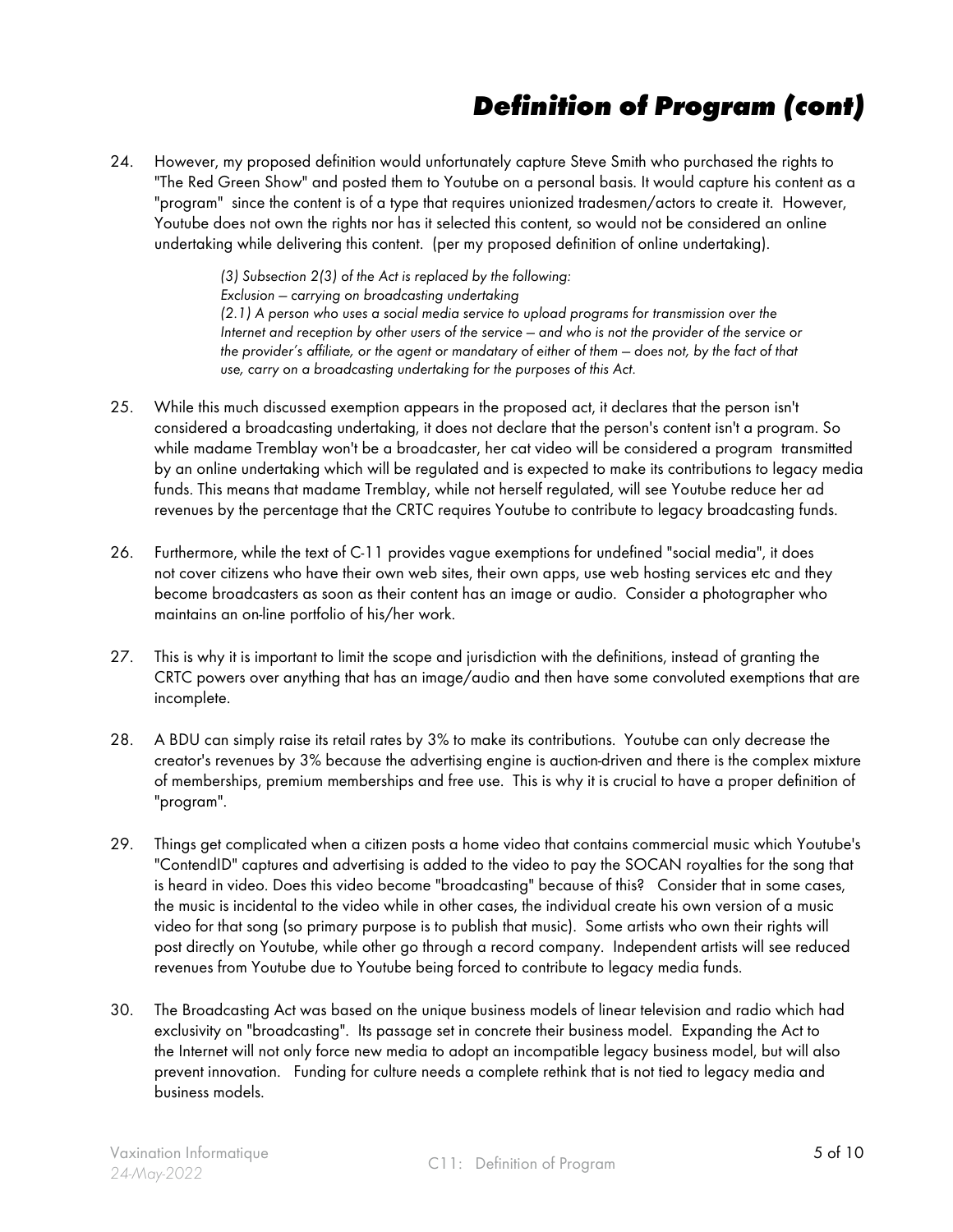# Definition of Program (cont)

24. However, my proposed definition would unfortunately capture Steve Smith who purchased the rights to "The Red Green Show" and posted them to Youtube on a personal basis. It would capture his content as a "program" since the content is of a type that requires unionized tradesmen/actors to create it. However, Youtube does not own the rights nor has it selected this content, so would not be considered an online undertaking while delivering this content. (per my proposed definition of online undertaking).

   > *(3) Subsection 2(3) of the Act is replaced by the following:*
   > *Exclusion — carrying on broadcasting undertaking*
   > *(2.1) A person who uses a social media service to upload programs for transmission over the Internet and reception by other users of the service — and who is not the provider of the service or the provider's affiliate, or the agent or mandatary of either of them — does not, by the fact of that use, carry on a broadcasting undertaking for the purposes of this Act.*

25. While this much discussed exemption appears in the proposed act, it declares that the person isn't considered a broadcasting undertaking, it does not declare that the person's content isn't a program. So while madame Tremblay won't be a broadcaster, her cat video will be considered a program transmitted by an online undertaking which will be regulated and is expected to make its contributions to legacy media funds. This means that madame Tremblay, while not herself regulated, will see Youtube reduce her ad revenues by the percentage that the CRTC requires Youtube to contribute to legacy broadcasting funds.

26. Furthermore, while the text of C-11 provides vague exemptions for undefined "social media", it does not cover citizens who have their own web sites, their own apps, use web hosting services etc and they become broadcasters as soon as their content has an image or audio. Consider a photographer who maintains an on-line portfolio of his/her work.

27. This is why it is important to limit the scope and jurisdiction with the definitions, instead of granting the CRTC powers over anything that has an image/audio and then have some convoluted exemptions that are incomplete.

28. A BDU can simply raise its retail rates by 3% to make its contributions. Youtube can only decrease the creator's revenues by 3% because the advertising engine is auction-driven and there is the complex mixture of memberships, premium memberships and free use. This is why it is crucial to have a proper definition of "program".

29. Things get complicated when a citizen posts a home video that contains commercial music which Youtube's "ContendID" captures and advertising is added to the video to pay the SOCAN royalties for the song that is heard in video. Does this video become "broadcasting" because of this? Consider that in some cases, the music is incidental to the video while in other cases, the individual create his own version of a music video for that song (so primary purpose is to publish that music). Some artists who own their rights will post directly on Youtube, while other go through a record company. Independent artists will see reduced revenues from Youtube due to Youtube being forced to contribute to legacy media funds.

30. The Broadcasting Act was based on the unique business models of linear television and radio which had exclusivity on "broadcasting". Its passage set in concrete their business model. Expanding the Act to the Internet will not only force new media to adopt an incompatible legacy business model, but will also prevent innovation. Funding for culture needs a complete rethink that is not tied to legacy media and business models.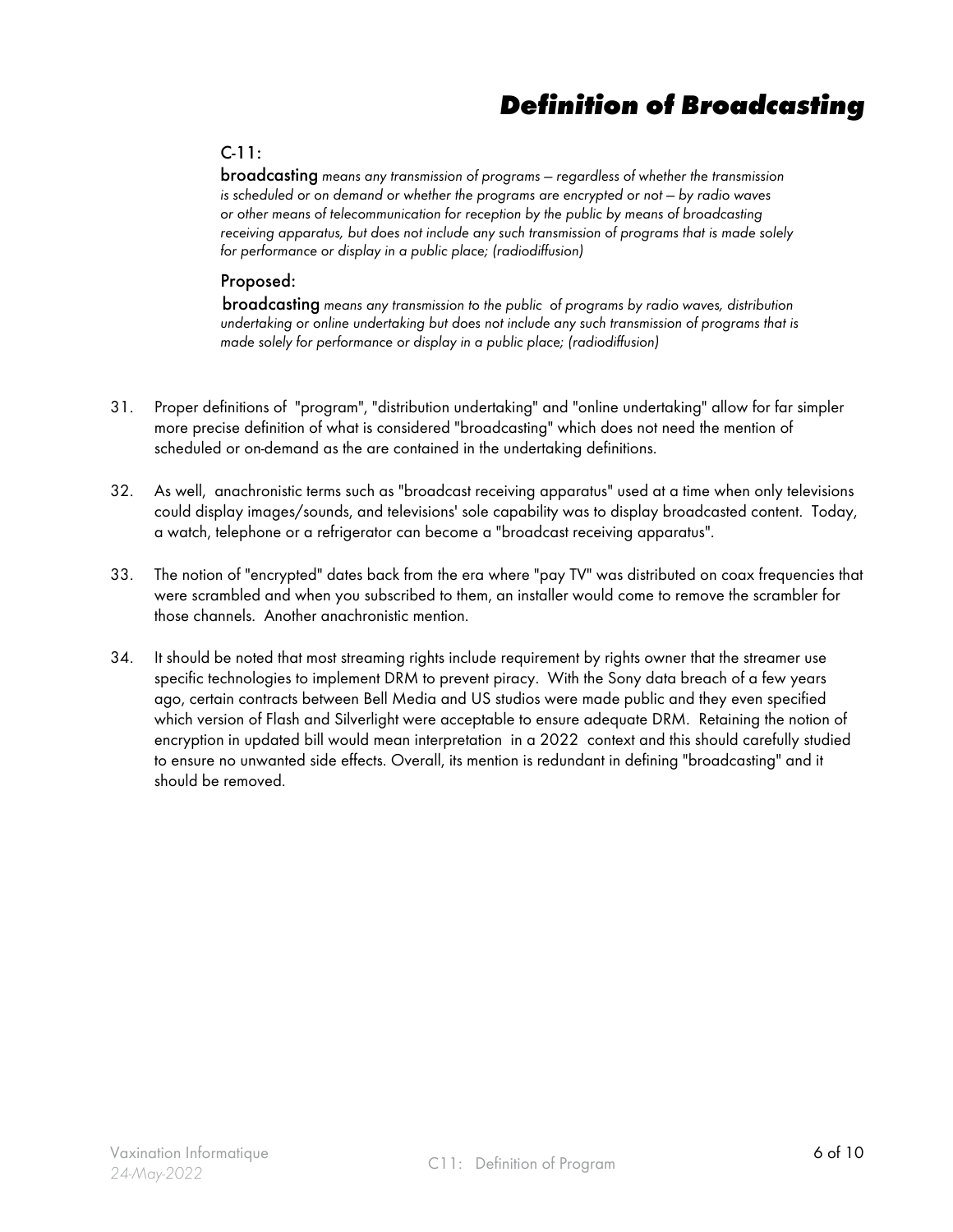# Definition of Broadcasting

C-11:

**broadcasting** *means any transmission of programs — regardless of whether the transmission is scheduled or on demand or whether the programs are encrypted or not — by radio waves or other means of telecommunication for reception by the public by means of broadcasting receiving apparatus, but does not include any such transmission of programs that is made solely for performance or display in a public place; (radiodiffusion)*

Proposed:

**broadcasting** *means any transmission to the public of programs by radio waves, distribution undertaking or online undertaking but does not include any such transmission of programs that is made solely for performance or display in a public place; (radiodiffusion)*

31. Proper definitions of "program", "distribution undertaking" and "online undertaking" allow for far simpler more precise definition of what is considered "broadcasting" which does not need the mention of scheduled or on-demand as the are contained in the undertaking definitions.

32. As well, anachronistic terms such as "broadcast receiving apparatus" used at a time when only televisions could display images/sounds, and televisions' sole capability was to display broadcasted content. Today, a watch, telephone or a refrigerator can become a "broadcast receiving apparatus".

33. The notion of "encrypted" dates back from the era where "pay TV" was distributed on coax frequencies that were scrambled and when you subscribed to them, an installer would come to remove the scrambler for those channels. Another anachronistic mention.

34. It should be noted that most streaming rights include requirement by rights owner that the streamer use specific technologies to implement DRM to prevent piracy. With the Sony data breach of a few years ago, certain contracts between Bell Media and US studios were made public and they even specified which version of Flash and Silverlight were acceptable to ensure adequate DRM. Retaining the notion of encryption in updated bill would mean interpretation in a 2022 context and this should carefully studied to ensure no unwanted side effects. Overall, its mention is redundant in defining "broadcasting" and it should be removed.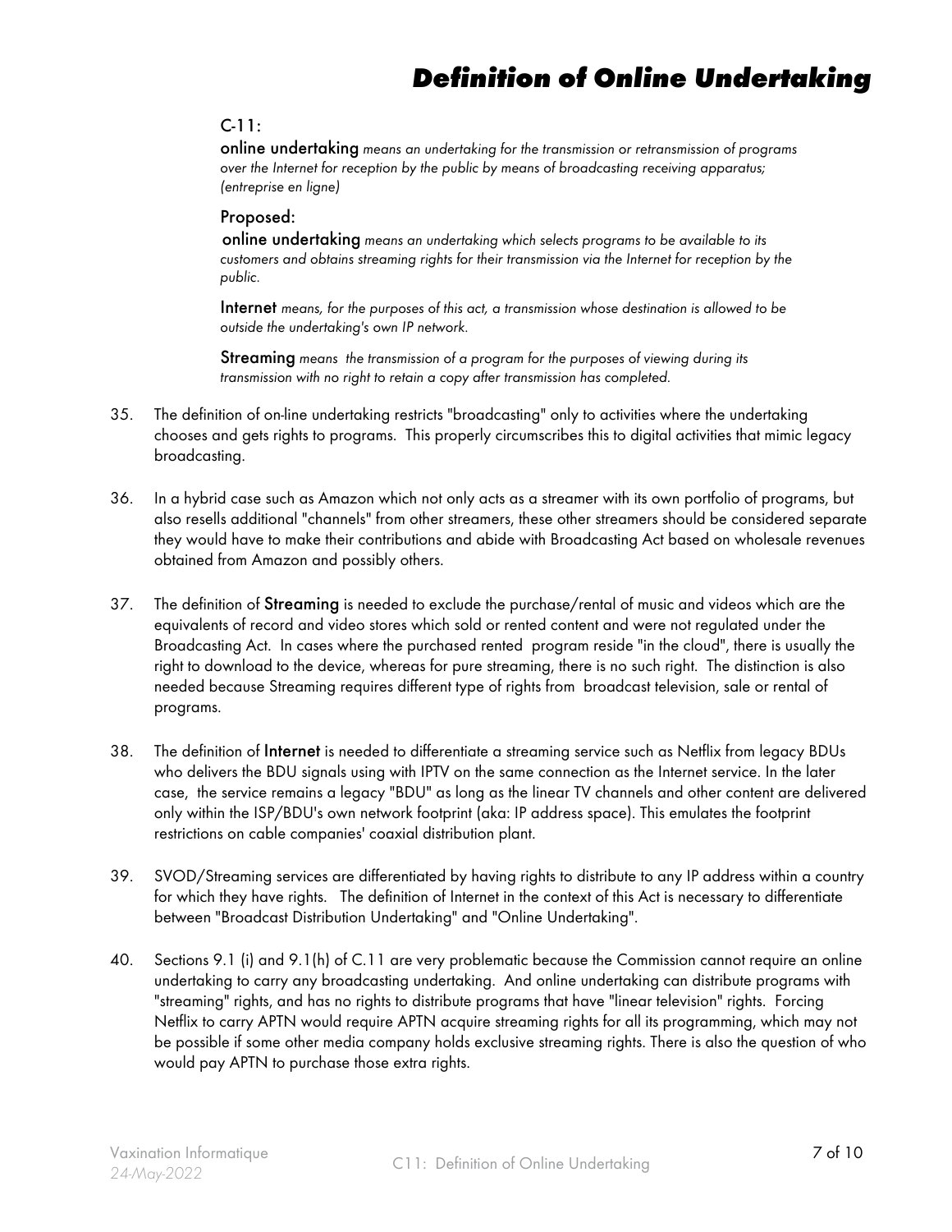# Definition of Online Undertaking

C-11:

**online undertaking** *means an undertaking for the transmission or retransmission of programs over the Internet for reception by the public by means of broadcasting receiving apparatus; (entreprise en ligne)*

Proposed:

**online undertaking** *means an undertaking which selects programs to be available to its customers and obtains streaming rights for their transmission via the Internet for reception by the public.*

**Internet** *means, for the purposes of this act, a transmission whose destination is allowed to be outside the undertaking's own IP network.*

**Streaming** *means the transmission of a program for the purposes of viewing during its transmission with no right to retain a copy after transmission has completed.*

35. The definition of on-line undertaking restricts "broadcasting" only to activities where the undertaking chooses and gets rights to programs. This properly circumscribes this to digital activities that mimic legacy broadcasting.

36. In a hybrid case such as Amazon which not only acts as a streamer with its own portfolio of programs, but also resells additional "channels" from other streamers, these other streamers should be considered separate they would have to make their contributions and abide with Broadcasting Act based on wholesale revenues obtained from Amazon and possibly others.

37. The definition of **Streaming** is needed to exclude the purchase/rental of music and videos which are the equivalents of record and video stores which sold or rented content and were not regulated under the Broadcasting Act. In cases where the purchased rented program reside "in the cloud", there is usually the right to download to the device, whereas for pure streaming, there is no such right. The distinction is also needed because Streaming requires different type of rights from broadcast television, sale or rental of programs.

38. The definition of **Internet** is needed to differentiate a streaming service such as Netflix from legacy BDUs who delivers the BDU signals using with IPTV on the same connection as the Internet service. In the later case, the service remains a legacy "BDU" as long as the linear TV channels and other content are delivered only within the ISP/BDU's own network footprint (aka: IP address space). This emulates the footprint restrictions on cable companies' coaxial distribution plant.

39. SVOD/Streaming services are differentiated by having rights to distribute to any IP address within a country for which they have rights. The definition of Internet in the context of this Act is necessary to differentiate between "Broadcast Distribution Undertaking" and "Online Undertaking".

40. Sections 9.1 (i) and 9.1(h) of C.11 are very problematic because the Commission cannot require an online undertaking to carry any broadcasting undertaking. And online undertaking can distribute programs with "streaming" rights, and has no rights to distribute programs that have "linear television" rights. Forcing Netflix to carry APTN would require APTN acquire streaming rights for all its programming, which may not be possible if some other media company holds exclusive streaming rights. There is also the question of who would pay APTN to purchase those extra rights.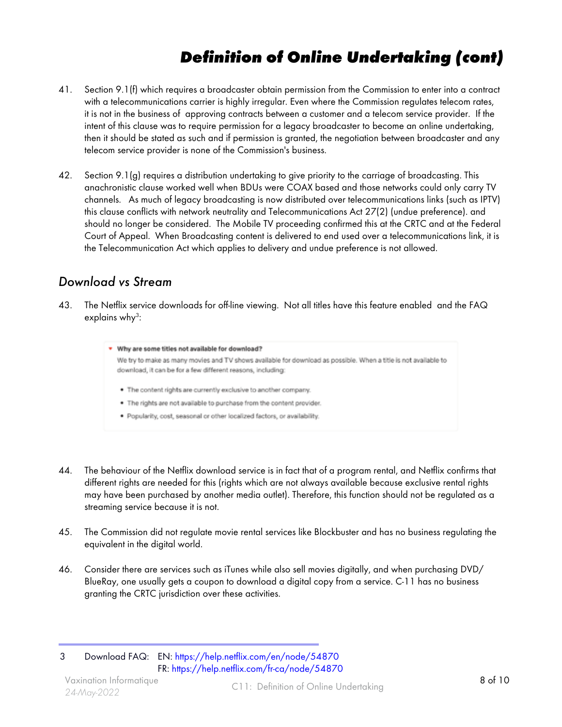# Definition of Online Undertaking (cont)

41. Section 9.1(f) which requires a broadcaster obtain permission from the Commission to enter into a contract with a telecommunications carrier is highly irregular. Even where the Commission regulates telecom rates, it is not in the business of approving contracts between a customer and a telecom service provider. If the intent of this clause was to require permission for a legacy broadcaster to become an online undertaking, then it should be stated as such and if permission is granted, the negotiation between broadcaster and any telecom service provider is none of the Commission's business.

42. Section 9.1(g) requires a distribution undertaking to give priority to the carriage of broadcasting. This anachronistic clause worked well when BDUs were COAX based and those networks could only carry TV channels. As much of legacy broadcasting is now distributed over telecommunications links (such as IPTV) this clause conflicts with network neutrality and Telecommunications Act 27(2) (undue preference). and should no longer be considered. The Mobile TV proceeding confirmed this at the CRTC and at the Federal Court of Appeal. When Broadcasting content is delivered to end used over a telecommunications link, it is the Telecommunication Act which applies to delivery and undue preference is not allowed.

## *Download vs Stream*

43. The Netflix service downloads for off-line viewing. Not all titles have this feature enabled and the FAQ explains why[3]:

> **Why are some titles not available for download?**
>
> We try to make as many movies and TV shows available for download as possible. When a title is not available to download, it can be for a few different reasons, including:
>
> - The content rights are currently exclusive to another company.
> - The rights are not available to purchase from the content provider.
> - Popularity, cost, seasonal or other localized factors, or availability.

44. The behaviour of the Netflix download service is in fact that of a program rental, and Netflix confirms that different rights are needed for this (rights which are not always available because exclusive rental rights may have been purchased by another media outlet). Therefore, this function should not be regulated as a streaming service because it is not.

45. The Commission did not regulate movie rental services like Blockbuster and has no business regulating the equivalent in the digital world.

46. Consider there are services such as iTunes while also sell movies digitally, and when purchasing DVD/ BlueRay, one usually gets a coupon to download a digital copy from a service. C-11 has no business granting the CRTC jurisdiction over these activities.

---

3 Download FAQ: EN: https://help.netflix.com/en/node/54870
FR: https://help.netflix.com/fr-ca/node/54870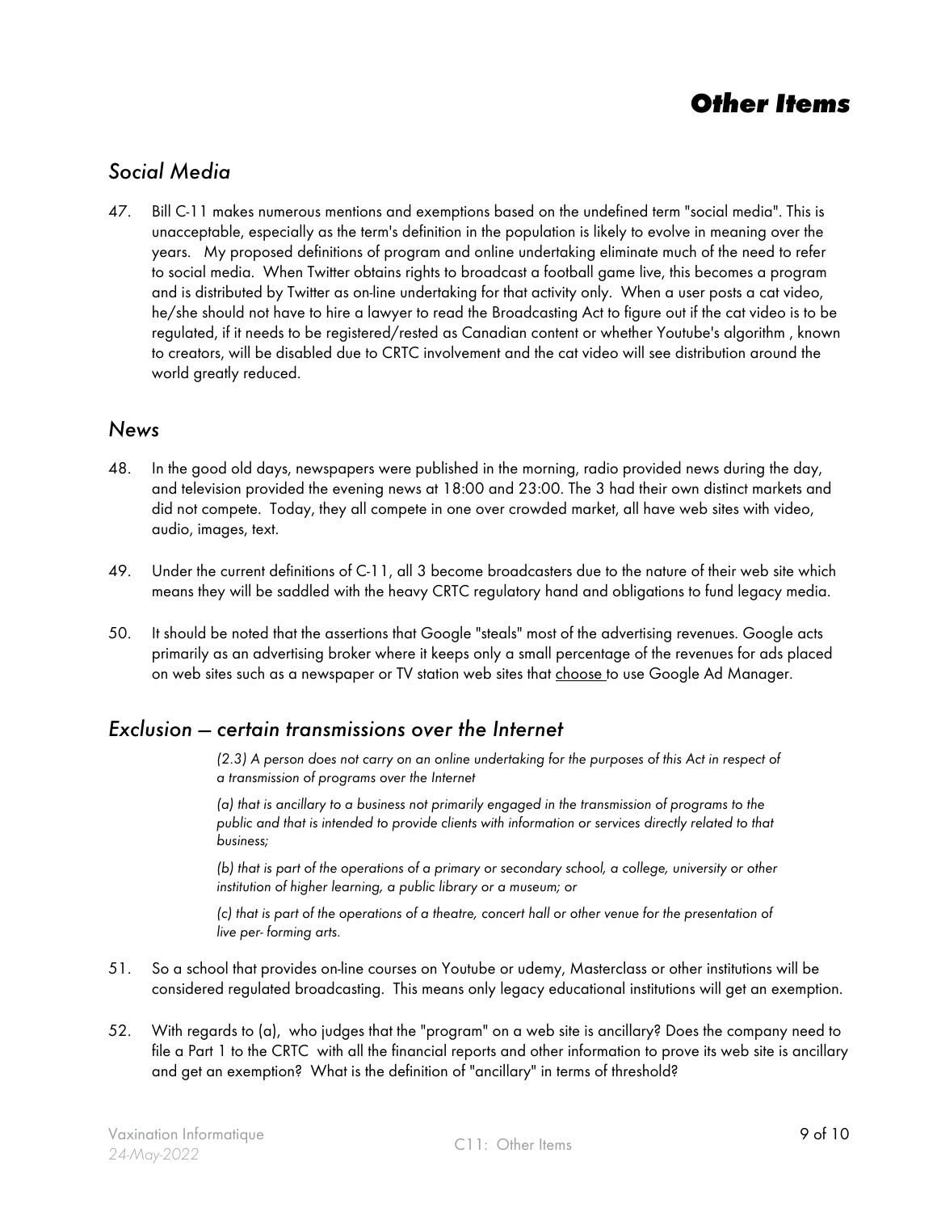# Other Items

## Social Media

47. Bill C-11 makes numerous mentions and exemptions based on the undefined term "social media". This is unacceptable, especially as the term's definition in the population is likely to evolve in meaning over the years. My proposed definitions of program and online undertaking eliminate much of the need to refer to social media. When Twitter obtains rights to broadcast a football game live, this becomes a program and is distributed by Twitter as on-line undertaking for that activity only. When a user posts a cat video, he/she should not have to hire a lawyer to read the Broadcasting Act to figure out if the cat video is to be regulated, if it needs to be registered/rested as Canadian content or whether Youtube's algorithm , known to creators, will be disabled due to CRTC involvement and the cat video will see distribution around the world greatly reduced.

## News

48. In the good old days, newspapers were published in the morning, radio provided news during the day, and television provided the evening news at 18:00 and 23:00. The 3 had their own distinct markets and did not compete. Today, they all compete in one over crowded market, all have web sites with video, audio, images, text.

49. Under the current definitions of C-11, all 3 become broadcasters due to the nature of their web site which means they will be saddled with the heavy CRTC regulatory hand and obligations to fund legacy media.

50. It should be noted that the assertions that Google "steals" most of the advertising revenues. Google acts primarily as an advertising broker where it keeps only a small percentage of the revenues for ads placed on web sites such as a newspaper or TV station web sites that <u>choose</u> to use Google Ad Manager.

## Exclusion – certain transmissions over the Internet

> *(2.3) A person does not carry on an online undertaking for the purposes of this Act in respect of a transmission of programs over the Internet*
>
> *(a) that is ancillary to a business not primarily engaged in the transmission of programs to the public and that is intended to provide clients with information or services directly related to that business;*
>
> *(b) that is part of the operations of a primary or secondary school, a college, university or other institution of higher learning, a public library or a museum; or*
>
> *(c) that is part of the operations of a theatre, concert hall or other venue for the presentation of live per- forming arts.*

51. So a school that provides on-line courses on Youtube or udemy, Masterclass or other institutions will be considered regulated broadcasting. This means only legacy educational institutions will get an exemption.

52. With regards to (a), who judges that the "program" on a web site is ancillary? Does the company need to file a Part 1 to the CRTC with all the financial reports and other information to prove its web site is ancillary and get an exemption? What is the definition of "ancillary" in terms of threshold?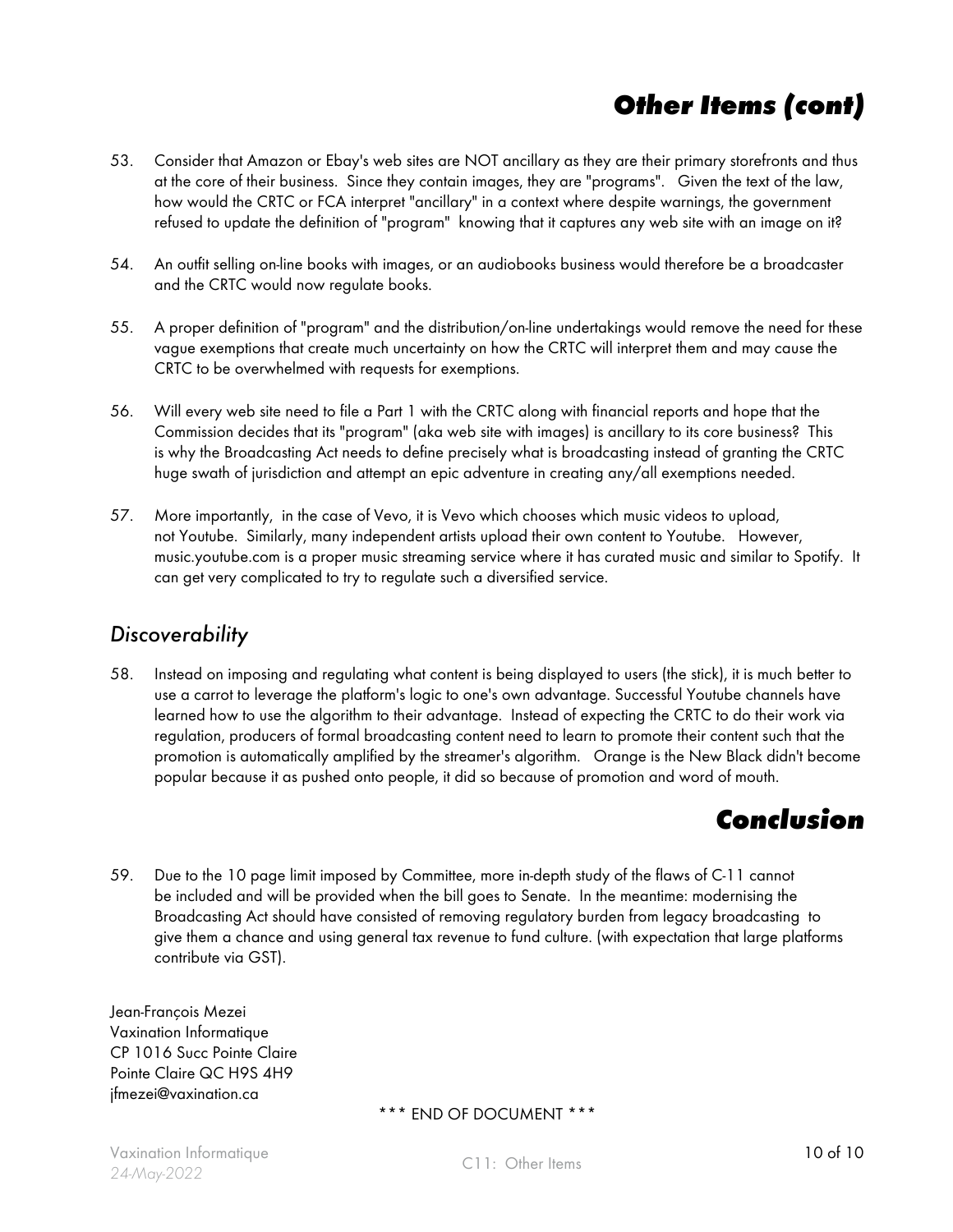# Other Items (cont)

53. Consider that Amazon or Ebay's web sites are NOT ancillary as they are their primary storefronts and thus at the core of their business. Since they contain images, they are "programs". Given the text of the law, how would the CRTC or FCA interpret "ancillary" in a context where despite warnings, the government refused to update the definition of "program" knowing that it captures any web site with an image on it?

54. An outfit selling on-line books with images, or an audiobooks business would therefore be a broadcaster and the CRTC would now regulate books.

55. A proper definition of "program" and the distribution/on-line undertakings would remove the need for these vague exemptions that create much uncertainty on how the CRTC will interpret them and may cause the CRTC to be overwhelmed with requests for exemptions.

56. Will every web site need to file a Part 1 with the CRTC along with financial reports and hope that the Commission decides that its "program" (aka web site with images) is ancillary to its core business? This is why the Broadcasting Act needs to define precisely what is broadcasting instead of granting the CRTC huge swath of jurisdiction and attempt an epic adventure in creating any/all exemptions needed.

57. More importantly, in the case of Vevo, it is Vevo which chooses which music videos to upload, not Youtube. Similarly, many independent artists upload their own content to Youtube. However, music.youtube.com is a proper music streaming service where it has curated music and similar to Spotify. It can get very complicated to try to regulate such a diversified service.

## *Discoverability*

58. Instead on imposing and regulating what content is being displayed to users (the stick), it is much better to use a carrot to leverage the platform's logic to one's own advantage. Successful Youtube channels have learned how to use the algorithm to their advantage. Instead of expecting the CRTC to do their work via regulation, producers of formal broadcasting content need to learn to promote their content such that the promotion is automatically amplified by the streamer's algorithm. Orange is the New Black didn't become popular because it as pushed onto people, it did so because of promotion and word of mouth.

# Conclusion

59. Due to the 10 page limit imposed by Committee, more in-depth study of the flaws of C-11 cannot be included and will be provided when the bill goes to Senate. In the meantime: modernising the Broadcasting Act should have consisted of removing regulatory burden from legacy broadcasting to give them a chance and using general tax revenue to fund culture. (with expectation that large platforms contribute via GST).

Jean-François Mezei
Vaxination Informatique
CP 1016 Succ Pointe Claire
Pointe Claire QC H9S 4H9
jfmezei@vaxination.ca

\*\*\* END OF DOCUMENT \*\*\*